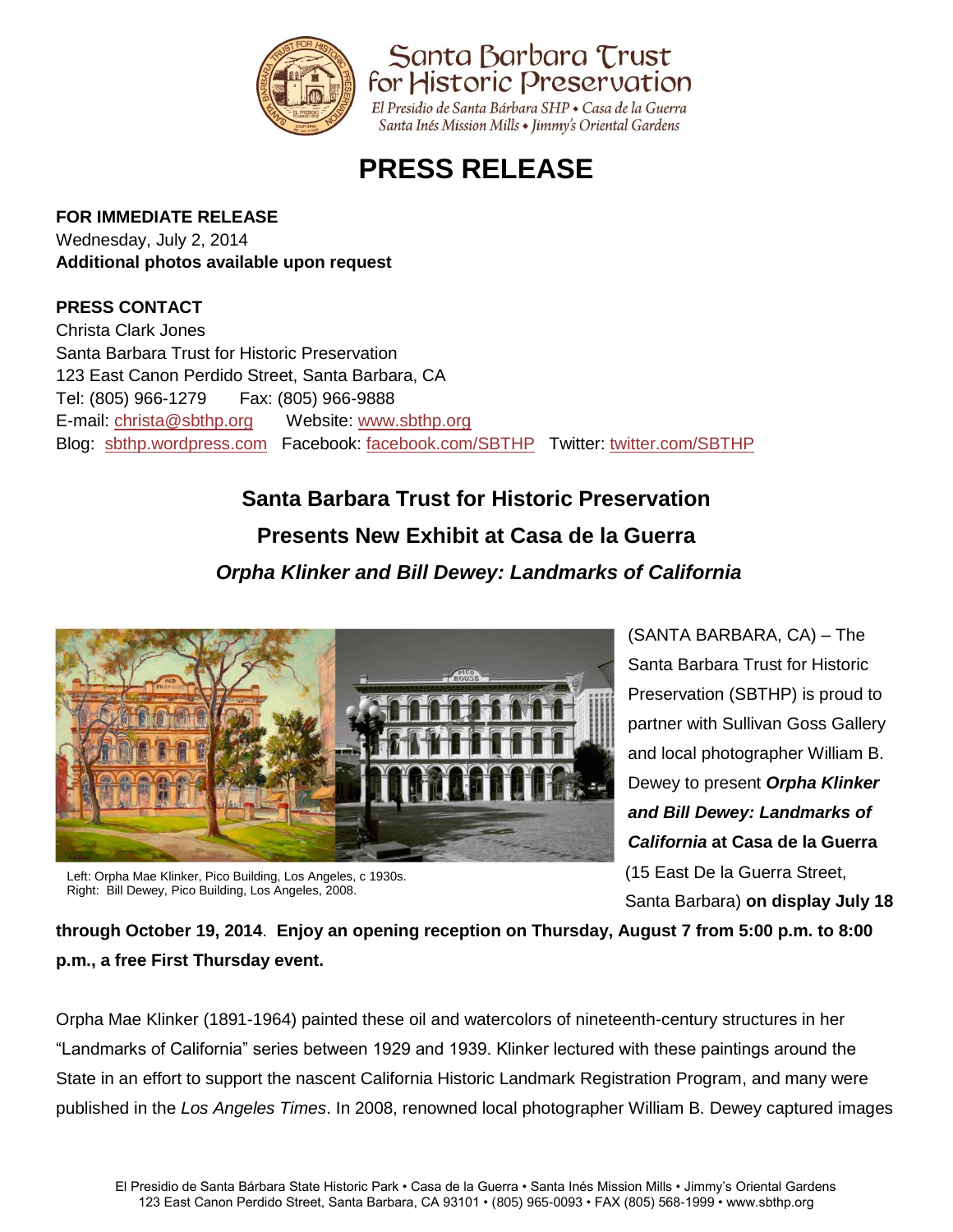Santa Barbara Trust for Historic Preservation

El Presidio de Santa Bárbara SHP • Casa de la Guerra
Santa Inés Mission Mills • Jimmy's Oriental Gardens

# PRESS RELEASE

**FOR IMMEDIATE RELEASE**
Wednesday, July 2, 2014
**Additional photos available upon request**

**PRESS CONTACT**
Christa Clark Jones
Santa Barbara Trust for Historic Preservation
123 East Canon Perdido Street, Santa Barbara, CA
Tel: (805) 966-1279 Fax: (805) 966-9888
E-mail: christa@sbthp.org Website: www.sbthp.org
Blog: sbthp.wordpress.com Facebook: facebook.com/SBTHP Twitter: twitter.com/SBTHP

## Santa Barbara Trust for Historic Preservation Presents New Exhibit at Casa de la Guerra

## *Orpha Klinker and Bill Dewey: Landmarks of California*

Left: Orpha Mae Klinker, Pico Building, Los Angeles, c 1930s.
Right: Bill Dewey, Pico Building, Los Angeles, 2008.

(SANTA BARBARA, CA) – The Santa Barbara Trust for Historic Preservation (SBTHP) is proud to partner with Sullivan Goss Gallery and local photographer William B. Dewey to present ***Orpha Klinker and Bill Dewey: Landmarks of California*** **at Casa de la Guerra** (15 East De la Guerra Street, Santa Barbara) **on display July 18 through October 19, 2014**. **Enjoy an opening reception on Thursday, August 7 from 5:00 p.m. to 8:00 p.m., a free First Thursday event.**

Orpha Mae Klinker (1891-1964) painted these oil and watercolors of nineteenth-century structures in her "Landmarks of California" series between 1929 and 1939. Klinker lectured with these paintings around the State in an effort to support the nascent California Historic Landmark Registration Program, and many were published in the *Los Angeles Times*. In 2008, renowned local photographer William B. Dewey captured images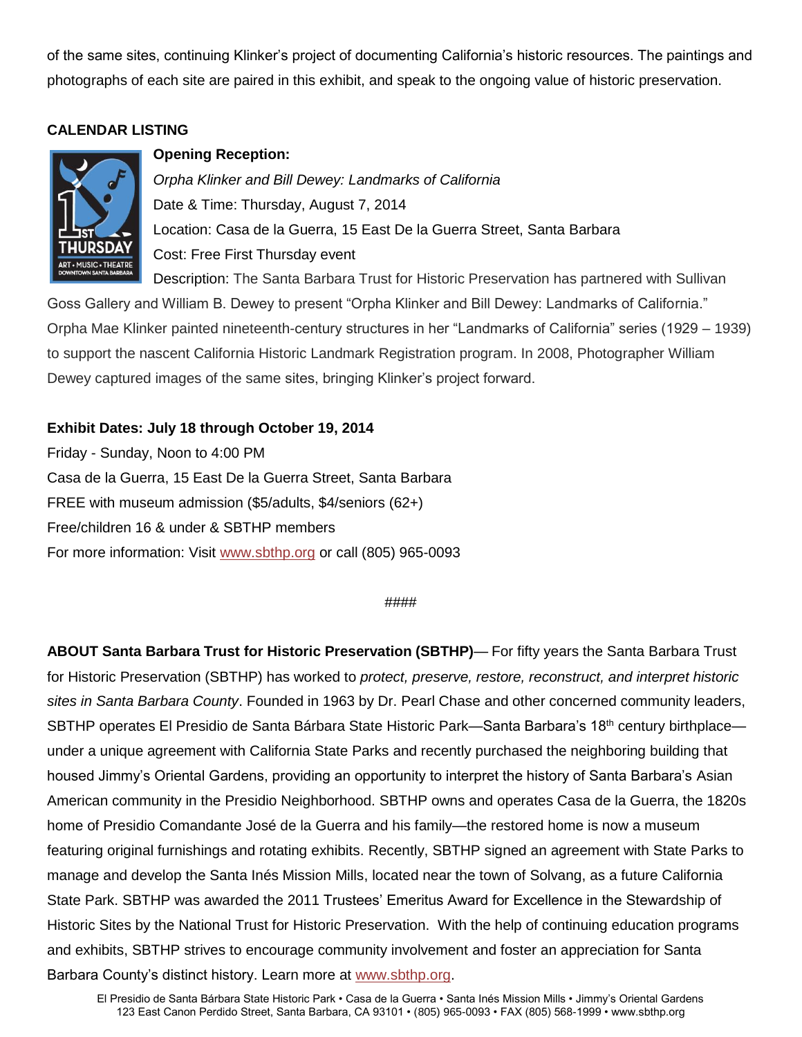of the same sites, continuing Klinker's project of documenting California's historic resources. The paintings and photographs of each site are paired in this exhibit, and speak to the ongoing value of historic preservation.

**CALENDAR LISTING**

**Opening Reception:**

*Orpha Klinker and Bill Dewey: Landmarks of California*

Date & Time: Thursday, August 7, 2014

Location: Casa de la Guerra, 15 East De la Guerra Street, Santa Barbara

Cost: Free First Thursday event

Description: The Santa Barbara Trust for Historic Preservation has partnered with Sullivan Goss Gallery and William B. Dewey to present "Orpha Klinker and Bill Dewey: Landmarks of California." Orpha Mae Klinker painted nineteenth-century structures in her "Landmarks of California" series (1929 – 1939) to support the nascent California Historic Landmark Registration program. In 2008, Photographer William Dewey captured images of the same sites, bringing Klinker's project forward.

**Exhibit Dates: July 18 through October 19, 2014**

Friday - Sunday, Noon to 4:00 PM

Casa de la Guerra, 15 East De la Guerra Street, Santa Barbara

FREE with museum admission ($5/adults, $4/seniors (62+)

Free/children 16 & under & SBTHP members

For more information: Visit www.sbthp.org or call (805) 965-0093

####

**ABOUT Santa Barbara Trust for Historic Preservation (SBTHP)**— For fifty years the Santa Barbara Trust for Historic Preservation (SBTHP) has worked to *protect, preserve, restore, reconstruct, and interpret historic sites in Santa Barbara County*. Founded in 1963 by Dr. Pearl Chase and other concerned community leaders, SBTHP operates El Presidio de Santa Bárbara State Historic Park—Santa Barbara's 18th century birthplace—under a unique agreement with California State Parks and recently purchased the neighboring building that housed Jimmy's Oriental Gardens, providing an opportunity to interpret the history of Santa Barbara's Asian American community in the Presidio Neighborhood. SBTHP owns and operates Casa de la Guerra, the 1820s home of Presidio Comandante José de la Guerra and his family—the restored home is now a museum featuring original furnishings and rotating exhibits. Recently, SBTHP signed an agreement with State Parks to manage and develop the Santa Inés Mission Mills, located near the town of Solvang, as a future California State Park. SBTHP was awarded the 2011 Trustees' Emeritus Award for Excellence in the Stewardship of Historic Sites by the National Trust for Historic Preservation. With the help of continuing education programs and exhibits, SBTHP strives to encourage community involvement and foster an appreciation for Santa Barbara County's distinct history. Learn more at www.sbthp.org.

El Presidio de Santa Bárbara State Historic Park • Casa de la Guerra • Santa Inés Mission Mills • Jimmy's Oriental Gardens
123 East Canon Perdido Street, Santa Barbara, CA 93101 • (805) 965-0093 • FAX (805) 568-1999 • www.sbthp.org